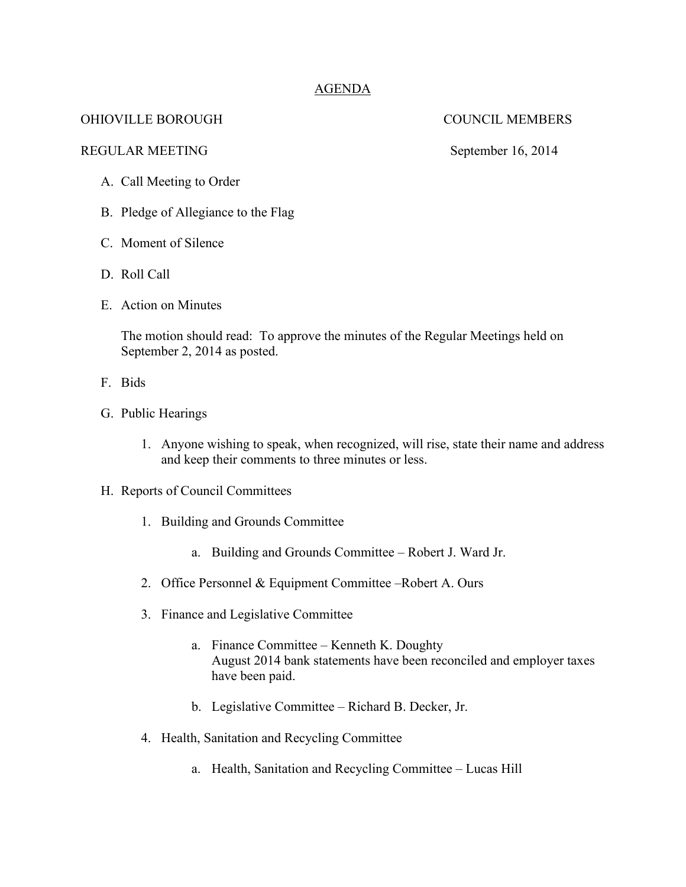# AGENDA

OHIOVILLE BOROUGH COUNCIL MEMBERS

REGULAR MEETING September 16, 2014

A. Call Meeting to Order

B. Pledge of Allegiance to the Flag

C. Moment of Silence

D. Roll Call

E. Action on Minutes

   The motion should read: To approve the minutes of the Regular Meetings held on September 2, 2014 as posted.

F. Bids

G. Public Hearings

   1. Anyone wishing to speak, when recognized, will rise, state their name and address and keep their comments to three minutes or less.

H. Reports of Council Committees

   1. Building and Grounds Committee

      a. Building and Grounds Committee – Robert J. Ward Jr.

   2. Office Personnel & Equipment Committee –Robert A. Ours

   3. Finance and Legislative Committee

      a. Finance Committee – Kenneth K. Doughty
         August 2014 bank statements have been reconciled and employer taxes have been paid.

      b. Legislative Committee – Richard B. Decker, Jr.

   4. Health, Sanitation and Recycling Committee

      a. Health, Sanitation and Recycling Committee – Lucas Hill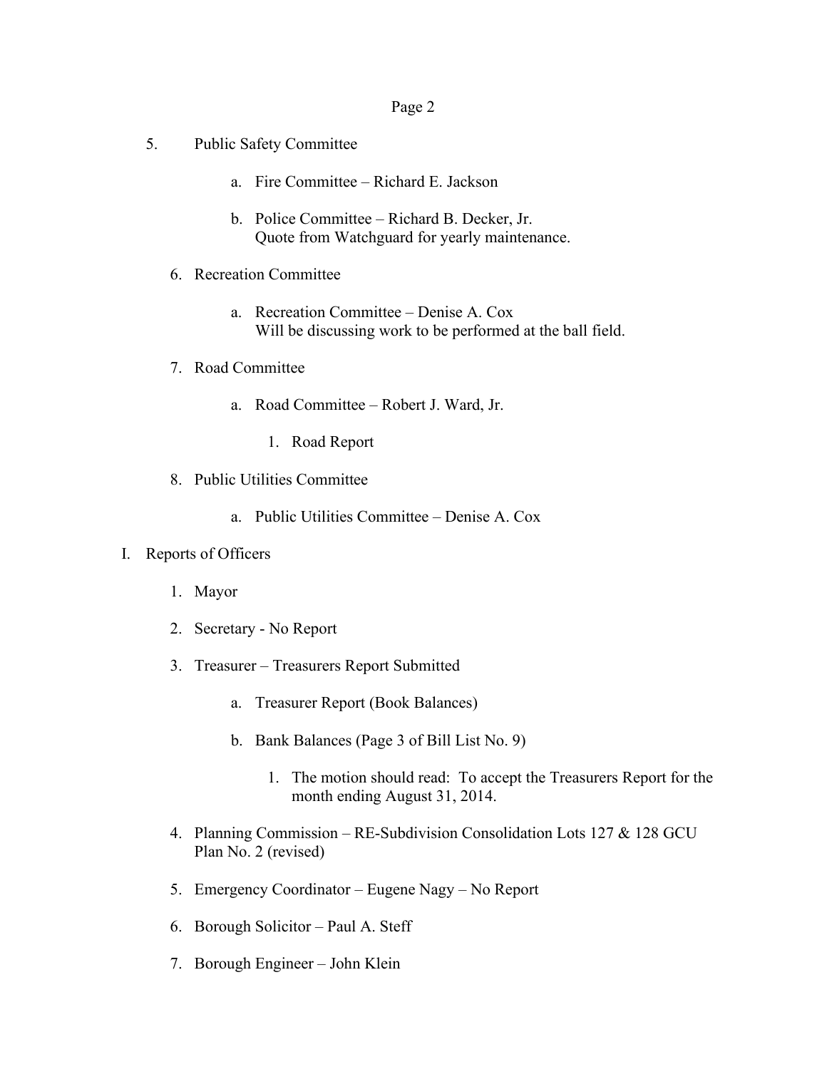5. Public Safety Committee

    a. Fire Committee – Richard E. Jackson

    b. Police Committee – Richard B. Decker, Jr.
       Quote from Watchguard for yearly maintenance.

6. Recreation Committee

    a. Recreation Committee – Denise A. Cox
       Will be discussing work to be performed at the ball field.

7. Road Committee

    a. Road Committee – Robert J. Ward, Jr.

        1. Road Report

8. Public Utilities Committee

    a. Public Utilities Committee – Denise A. Cox

I. Reports of Officers

1. Mayor

2. Secretary - No Report

3. Treasurer – Treasurers Report Submitted

    a. Treasurer Report (Book Balances)

    b. Bank Balances (Page 3 of Bill List No. 9)

        1. The motion should read: To accept the Treasurers Report for the month ending August 31, 2014.

4. Planning Commission – RE-Subdivision Consolidation Lots 127 & 128 GCU Plan No. 2 (revised)

5. Emergency Coordinator – Eugene Nagy – No Report

6. Borough Solicitor – Paul A. Steff

7. Borough Engineer – John Klein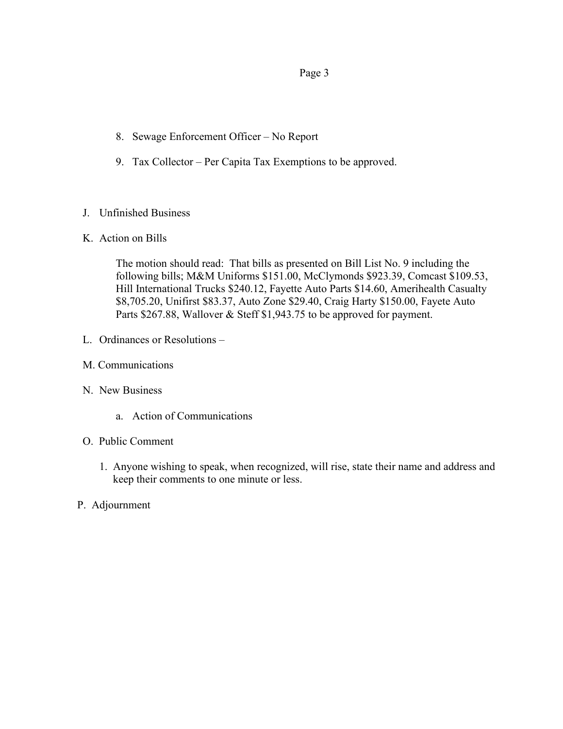8. Sewage Enforcement Officer – No Report

9. Tax Collector – Per Capita Tax Exemptions to be approved.

J. Unfinished Business

K. Action on Bills

   The motion should read: That bills as presented on Bill List No. 9 including the following bills; M&M Uniforms $151.00, McClymonds $923.39, Comcast $109.53, Hill International Trucks $240.12, Fayette Auto Parts $14.60, Amerihealth Casualty $8,705.20, Unifirst $83.37, Auto Zone $29.40, Craig Harty $150.00, Fayete Auto Parts $267.88, Wallover & Steff $1,943.75 to be approved for payment.

L. Ordinances or Resolutions –

M. Communications

N. New Business

   a. Action of Communications

O. Public Comment

   1. Anyone wishing to speak, when recognized, will rise, state their name and address and keep their comments to one minute or less.

P. Adjournment